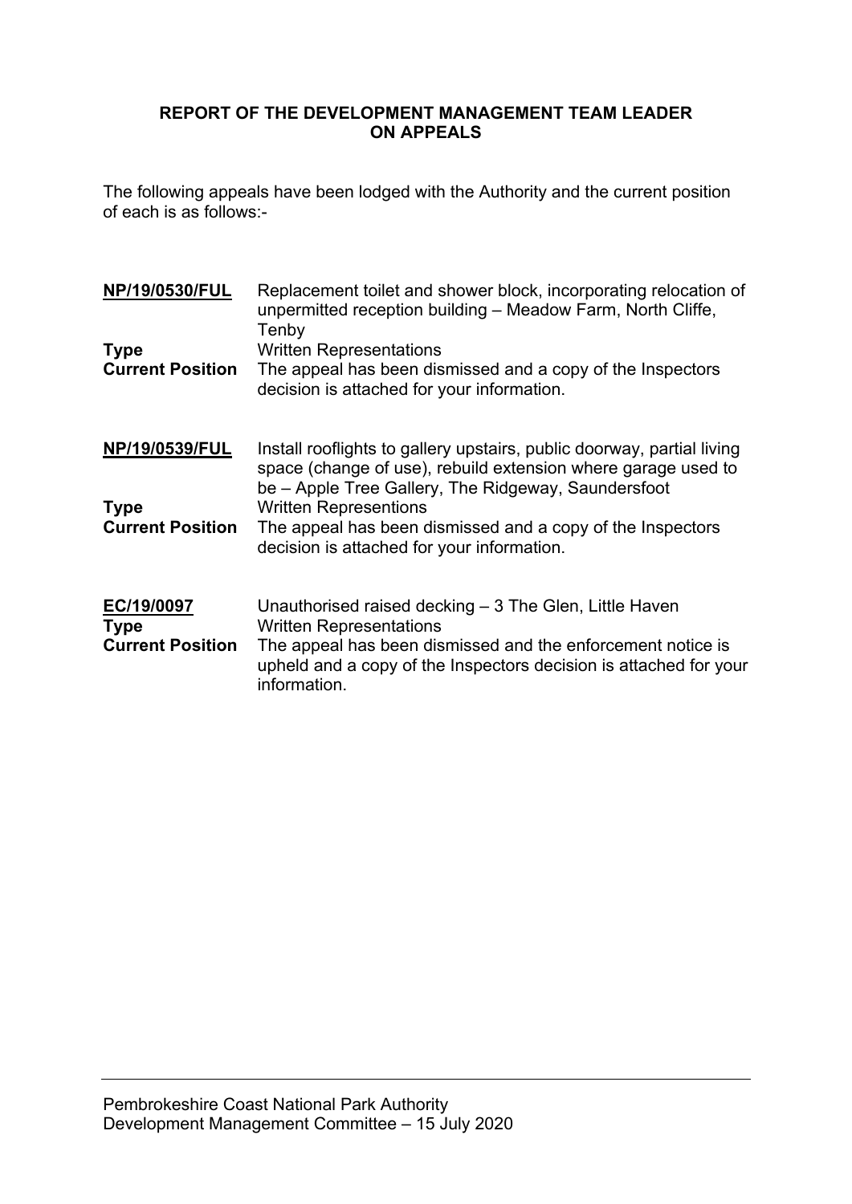**REPORT OF THE DEVELOPMENT MANAGEMENT TEAM LEADER ON APPEALS**

The following appeals have been lodged with the Authority and the current position of each is as follows:-

| | |
|---|---|
| **NP/19/0530/FUL** | Replacement toilet and shower block, incorporating relocation of unpermitted reception building – Meadow Farm, North Cliffe, Tenby |
| **Type** | Written Representations |
| **Current Position** | The appeal has been dismissed and a copy of the Inspectors decision is attached for your information. |

| | |
|---|---|
| **NP/19/0539/FUL** | Install rooflights to gallery upstairs, public doorway, partial living space (change of use), rebuild extension where garage used to be – Apple Tree Gallery, The Ridgeway, Saundersfoot |
| **Type** | Written Representions |
| **Current Position** | The appeal has been dismissed and a copy of the Inspectors decision is attached for your information. |

| | |
|---|---|
| **EC/19/0097** | Unauthorised raised decking – 3 The Glen, Little Haven |
| **Type** | Written Representations |
| **Current Position** | The appeal has been dismissed and the enforcement notice is upheld and a copy of the Inspectors decision is attached for your information. |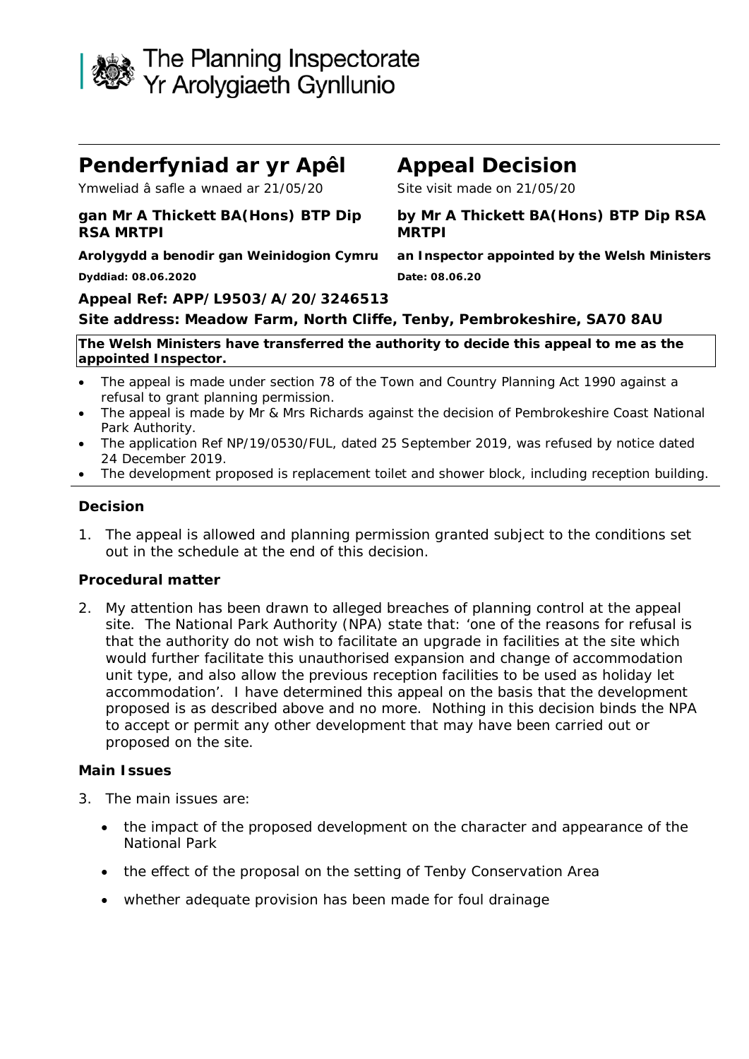# The Planning Inspectorate
# Yr Arolygiaeth Gynllunio

## Penderfyniad ar yr Apêl

Ymweliad â safle a wnaed ar 21/05/20

**gan Mr A Thickett BA(Hons) BTP Dip RSA MRTPI**

**Arolygydd a benodir gan Weinidogion Cymru**

**Dyddiad: 08.06.2020**

## Appeal Decision

Site visit made on 21/05/20

**by Mr A Thickett BA(Hons) BTP Dip RSA MRTPI**

**an Inspector appointed by the Welsh Ministers**

**Date: 08.06.20**

**Appeal Ref: APP/L9503/A/20/3246513**

**Site address: Meadow Farm, North Cliffe, Tenby, Pembrokeshire, SA70 8AU**

**The Welsh Ministers have transferred the authority to decide this appeal to me as the appointed Inspector.**

- The appeal is made under section 78 of the Town and Country Planning Act 1990 against a refusal to grant planning permission.
- The appeal is made by Mr & Mrs Richards against the decision of Pembrokeshire Coast National Park Authority.
- The application Ref NP/19/0530/FUL, dated 25 September 2019, was refused by notice dated 24 December 2019.
- The development proposed is replacement toilet and shower block, including reception building.

### Decision

1. The appeal is allowed and planning permission granted subject to the conditions set out in the schedule at the end of this decision.

### Procedural matter

2. My attention has been drawn to alleged breaches of planning control at the appeal site. The National Park Authority (NPA) state that: 'one of the reasons for refusal is that the authority do not wish to facilitate an upgrade in facilities at the site which would further facilitate this unauthorised expansion and change of accommodation unit type, and also allow the previous reception facilities to be used as holiday let accommodation'. I have determined this appeal on the basis that the development proposed is as described above and no more. Nothing in this decision binds the NPA to accept or permit any other development that may have been carried out or proposed on the site.

### Main Issues

3. The main issues are:

   - the impact of the proposed development on the character and appearance of the National Park
   - the effect of the proposal on the setting of Tenby Conservation Area
   - whether adequate provision has been made for foul drainage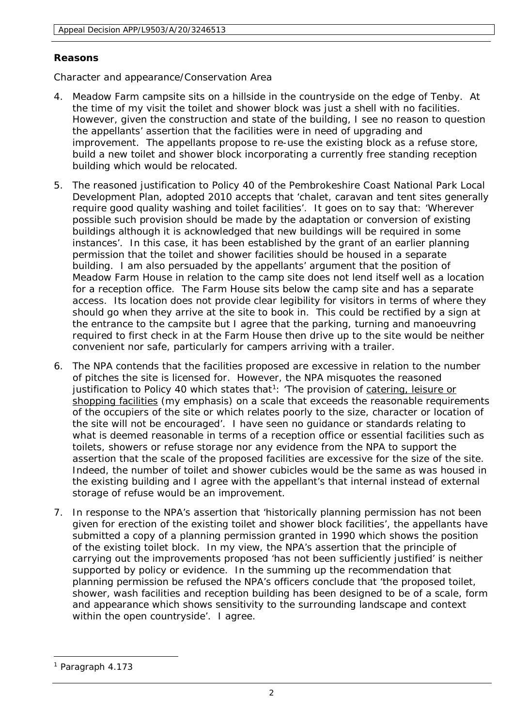**Reasons**

Character and appearance/Conservation Area

4. Meadow Farm campsite sits on a hillside in the countryside on the edge of Tenby. At the time of my visit the toilet and shower block was just a shell with no facilities. However, given the construction and state of the building, I see no reason to question the appellants' assertion that the facilities were in need of upgrading and improvement. The appellants propose to re-use the existing block as a refuse store, build a new toilet and shower block incorporating a currently free standing reception building which would be relocated.

5. The reasoned justification to Policy 40 of the Pembrokeshire Coast National Park Local Development Plan, adopted 2010 accepts that 'chalet, caravan and tent sites generally require good quality washing and toilet facilities'. It goes on to say that: 'Wherever possible such provision should be made by the adaptation or conversion of existing buildings although it is acknowledged that new buildings will be required in some instances'. In this case, it has been established by the grant of an earlier planning permission that the toilet and shower facilities should be housed in a separate building. I am also persuaded by the appellants' argument that the position of Meadow Farm House in relation to the camp site does not lend itself well as a location for a reception office. The Farm House sits below the camp site and has a separate access. Its location does not provide clear legibility for visitors in terms of where they should go when they arrive at the site to book in. This could be rectified by a sign at the entrance to the campsite but I agree that the parking, turning and manoeuvring required to first check in at the Farm House then drive up to the site would be neither convenient nor safe, particularly for campers arriving with a trailer.

6. The NPA contends that the facilities proposed are excessive in relation to the number of pitches the site is licensed for. However, the NPA misquotes the reasoned justification to Policy 40 which states that[1]: 'The provision of <u>catering, leisure or shopping facilities</u> (my emphasis) on a scale that exceeds the reasonable requirements of the occupiers of the site or which relates poorly to the size, character or location of the site will not be encouraged'. I have seen no guidance or standards relating to what is deemed reasonable in terms of a reception office or essential facilities such as toilets, showers or refuse storage nor any evidence from the NPA to support the assertion that the scale of the proposed facilities are excessive for the size of the site. Indeed, the number of toilet and shower cubicles would be the same as was housed in the existing building and I agree with the appellant's that internal instead of external storage of refuse would be an improvement.

7. In response to the NPA's assertion that 'historically planning permission has not been given for erection of the existing toilet and shower block facilities', the appellants have submitted a copy of a planning permission granted in 1990 which shows the position of the existing toilet block. In my view, the NPA's assertion that the principle of carrying out the improvements proposed 'has not been sufficiently justified' is neither supported by policy or evidence. In the summing up the recommendation that planning permission be refused the NPA's officers conclude that 'the proposed toilet, shower, wash facilities and reception building has been designed to be of a scale, form and appearance which shows sensitivity to the surrounding landscape and context within the open countryside'. I agree.

---

[1] Paragraph 4.173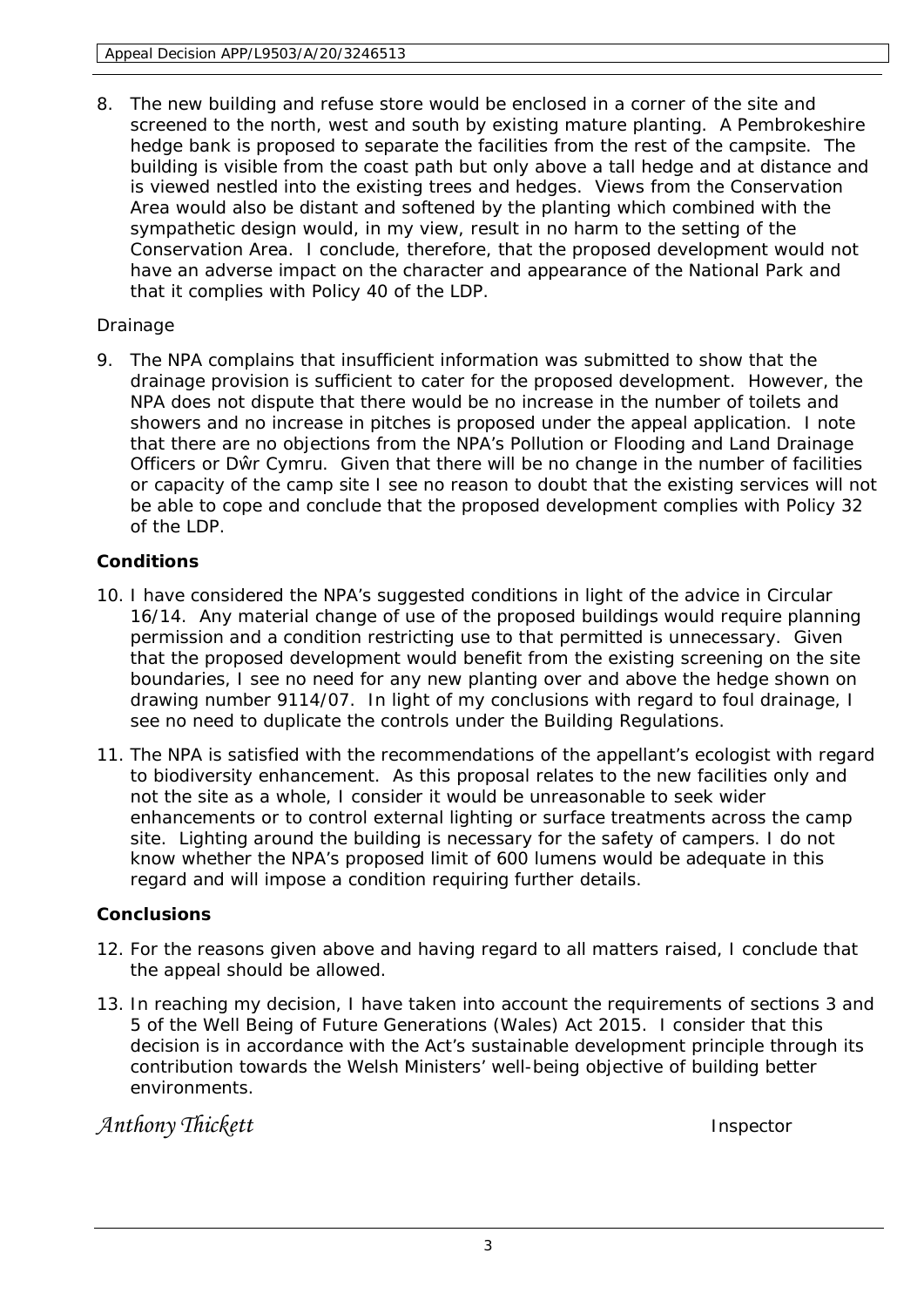8. The new building and refuse store would be enclosed in a corner of the site and screened to the north, west and south by existing mature planting. A Pembrokeshire hedge bank is proposed to separate the facilities from the rest of the campsite. The building is visible from the coast path but only above a tall hedge and at distance and is viewed nestled into the existing trees and hedges. Views from the Conservation Area would also be distant and softened by the planting which combined with the sympathetic design would, in my view, result in no harm to the setting of the Conservation Area. I conclude, therefore, that the proposed development would not have an adverse impact on the character and appearance of the National Park and that it complies with Policy 40 of the LDP.

*Drainage*

9. The NPA complains that insufficient information was submitted to show that the drainage provision is sufficient to cater for the proposed development. However, the NPA does not dispute that there would be no increase in the number of toilets and showers and no increase in pitches is proposed under the appeal application. I note that there are no objections from the NPA's Pollution or Flooding and Land Drainage Officers or Dŵr Cymru. Given that there will be no change in the number of facilities or capacity of the camp site I see no reason to doubt that the existing services will not be able to cope and conclude that the proposed development complies with Policy 32 of the LDP.

**Conditions**

10. I have considered the NPA's suggested conditions in light of the advice in Circular 16/14. Any material change of use of the proposed buildings would require planning permission and a condition restricting use to that permitted is unnecessary. Given that the proposed development would benefit from the existing screening on the site boundaries, I see no need for any new planting over and above the hedge shown on drawing number 9114/07. In light of my conclusions with regard to foul drainage, I see no need to duplicate the controls under the Building Regulations.

11. The NPA is satisfied with the recommendations of the appellant's ecologist with regard to biodiversity enhancement. As this proposal relates to the new facilities only and not the site as a whole, I consider it would be unreasonable to seek wider enhancements or to control external lighting or surface treatments across the camp site. Lighting around the building is necessary for the safety of campers. I do not know whether the NPA's proposed limit of 600 lumens would be adequate in this regard and will impose a condition requiring further details.

**Conclusions**

12. For the reasons given above and having regard to all matters raised, I conclude that the appeal should be allowed.

13. In reaching my decision, I have taken into account the requirements of sections 3 and 5 of the Well Being of Future Generations (Wales) Act 2015. I consider that this decision is in accordance with the Act's sustainable development principle through its contribution towards the Welsh Ministers' well-being objective of building better environments.

*Anthony Thickett* Inspector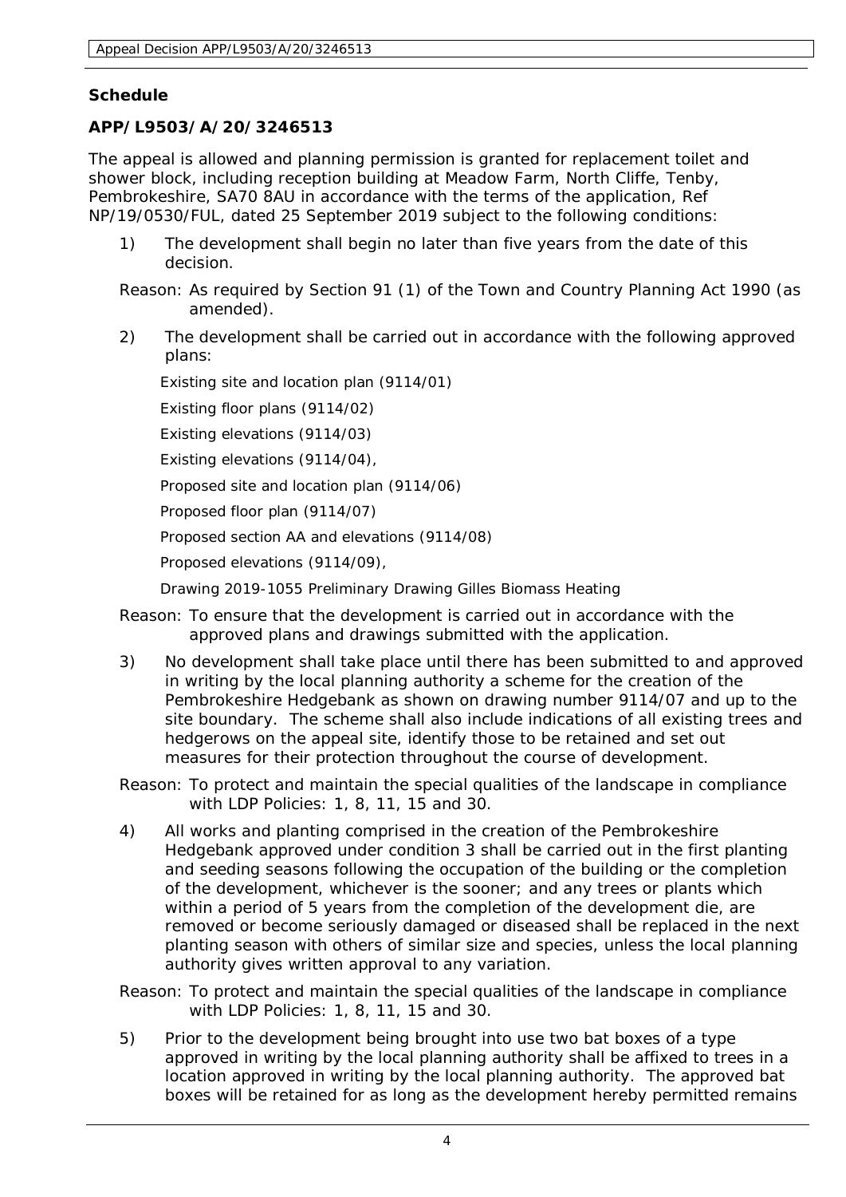**Schedule**

**APP/L9503/A/20/3246513**

The appeal is allowed and planning permission is granted for replacement toilet and shower block, including reception building at Meadow Farm, North Cliffe, Tenby, Pembrokeshire, SA70 8AU in accordance with the terms of the application, Ref NP/19/0530/FUL, dated 25 September 2019 subject to the following conditions:

1) The development shall begin no later than five years from the date of this decision.

Reason: As required by Section 91 (1) of the Town and Country Planning Act 1990 (as amended).

2) The development shall be carried out in accordance with the following approved plans:

Existing site and location plan (9114/01)

Existing floor plans (9114/02)

Existing elevations (9114/03)

Existing elevations (9114/04),

Proposed site and location plan (9114/06)

Proposed floor plan (9114/07)

Proposed section AA and elevations (9114/08)

Proposed elevations (9114/09),

Drawing 2019-1055 Preliminary Drawing Gilles Biomass Heating

Reason: To ensure that the development is carried out in accordance with the approved plans and drawings submitted with the application.

3) No development shall take place until there has been submitted to and approved in writing by the local planning authority a scheme for the creation of the Pembrokeshire Hedgebank as shown on drawing number 9114/07 and up to the site boundary. The scheme shall also include indications of all existing trees and hedgerows on the appeal site, identify those to be retained and set out measures for their protection throughout the course of development.

Reason: To protect and maintain the special qualities of the landscape in compliance with LDP Policies: 1, 8, 11, 15 and 30.

4) All works and planting comprised in the creation of the Pembrokeshire Hedgebank approved under condition 3 shall be carried out in the first planting and seeding seasons following the occupation of the building or the completion of the development, whichever is the sooner; and any trees or plants which within a period of 5 years from the completion of the development die, are removed or become seriously damaged or diseased shall be replaced in the next planting season with others of similar size and species, unless the local planning authority gives written approval to any variation.

Reason: To protect and maintain the special qualities of the landscape in compliance with LDP Policies: 1, 8, 11, 15 and 30.

5) Prior to the development being brought into use two bat boxes of a type approved in writing by the local planning authority shall be affixed to trees in a location approved in writing by the local planning authority. The approved bat boxes will be retained for as long as the development hereby permitted remains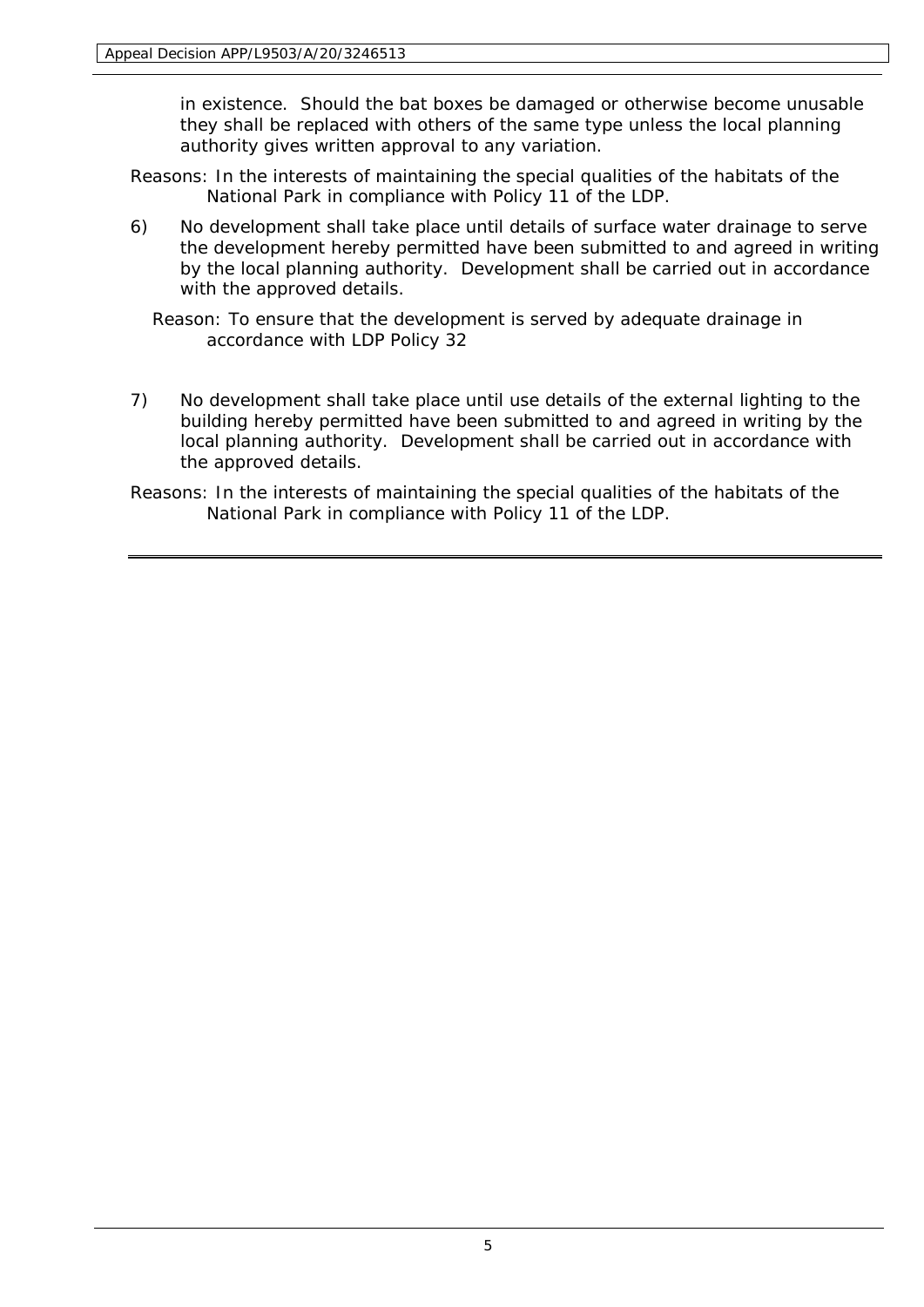in existence. Should the bat boxes be damaged or otherwise become unusable they shall be replaced with others of the same type unless the local planning authority gives written approval to any variation.

Reasons: In the interests of maintaining the special qualities of the habitats of the National Park in compliance with Policy 11 of the LDP.

6) No development shall take place until details of surface water drainage to serve the development hereby permitted have been submitted to and agreed in writing by the local planning authority. Development shall be carried out in accordance with the approved details.

Reason: To ensure that the development is served by adequate drainage in accordance with LDP Policy 32

7) No development shall take place until use details of the external lighting to the building hereby permitted have been submitted to and agreed in writing by the local planning authority. Development shall be carried out in accordance with the approved details.

Reasons: In the interests of maintaining the special qualities of the habitats of the National Park in compliance with Policy 11 of the LDP.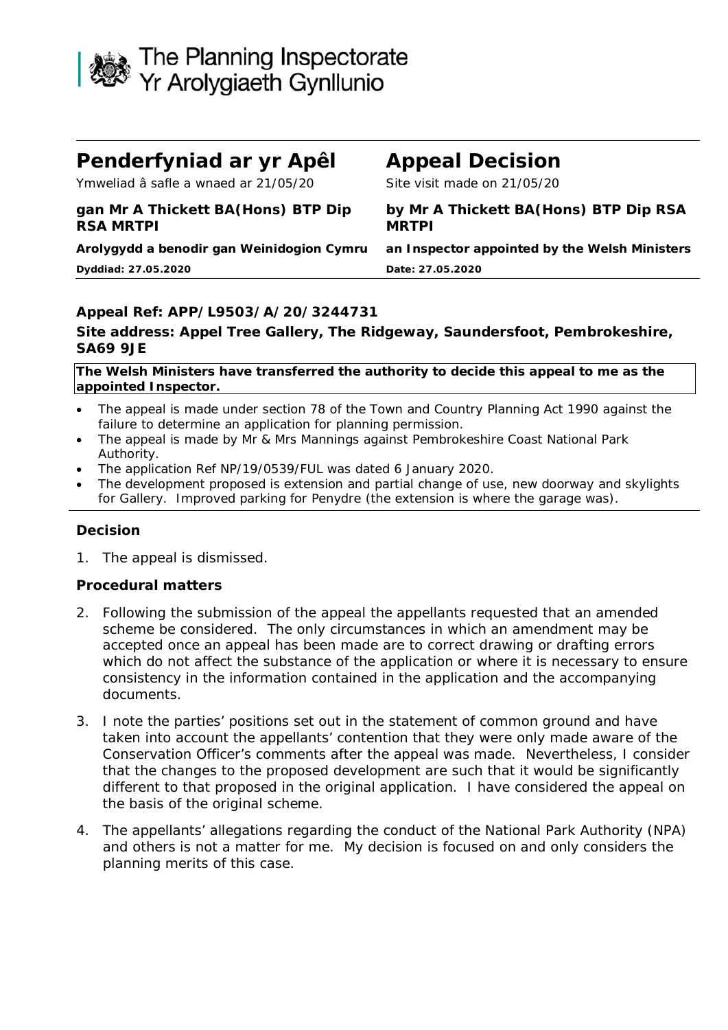The Planning Inspectorate
Yr Arolygiaeth Gynllunio

| **Penderfyniad ar yr Apêl** | **Appeal Decision** |
|---|---|
| Ymweliad â safle a wnaed ar 21/05/20 | Site visit made on 21/05/20 |
| **gan Mr A Thickett BA(Hons) BTP Dip RSA MRTPI** | **by Mr A Thickett BA(Hons) BTP Dip RSA MRTPI** |
| **Arolygydd a benodir gan Weinidogion Cymru** | **an Inspector appointed by the Welsh Ministers** |
| **Dyddiad: 27.05.2020** | **Date: 27.05.2020** |

**Appeal Ref: APP/L9503/A/20/3244731**

**Site address: Appel Tree Gallery, The Ridgeway, Saundersfoot, Pembrokeshire, SA69 9JE**

**The Welsh Ministers have transferred the authority to decide this appeal to me as the appointed Inspector.**

- The appeal is made under section 78 of the Town and Country Planning Act 1990 against the failure to determine an application for planning permission.
- The appeal is made by Mr & Mrs Mannings against Pembrokeshire Coast National Park Authority.
- The application Ref NP/19/0539/FUL was dated 6 January 2020.
- The development proposed is extension and partial change of use, new doorway and skylights for Gallery. Improved parking for Penydre (the extension is where the garage was).

### Decision

1. The appeal is dismissed.

### Procedural matters

2. Following the submission of the appeal the appellants requested that an amended scheme be considered. The only circumstances in which an amendment may be accepted once an appeal has been made are to correct drawing or drafting errors which do not affect the substance of the application or where it is necessary to ensure consistency in the information contained in the application and the accompanying documents.

3. I note the parties' positions set out in the statement of common ground and have taken into account the appellants' contention that they were only made aware of the Conservation Officer's comments after the appeal was made. Nevertheless, I consider that the changes to the proposed development are such that it would be significantly different to that proposed in the original application. I have considered the appeal on the basis of the original scheme.

4. The appellants' allegations regarding the conduct of the National Park Authority (NPA) and others is not a matter for me. My decision is focused on and only considers the planning merits of this case.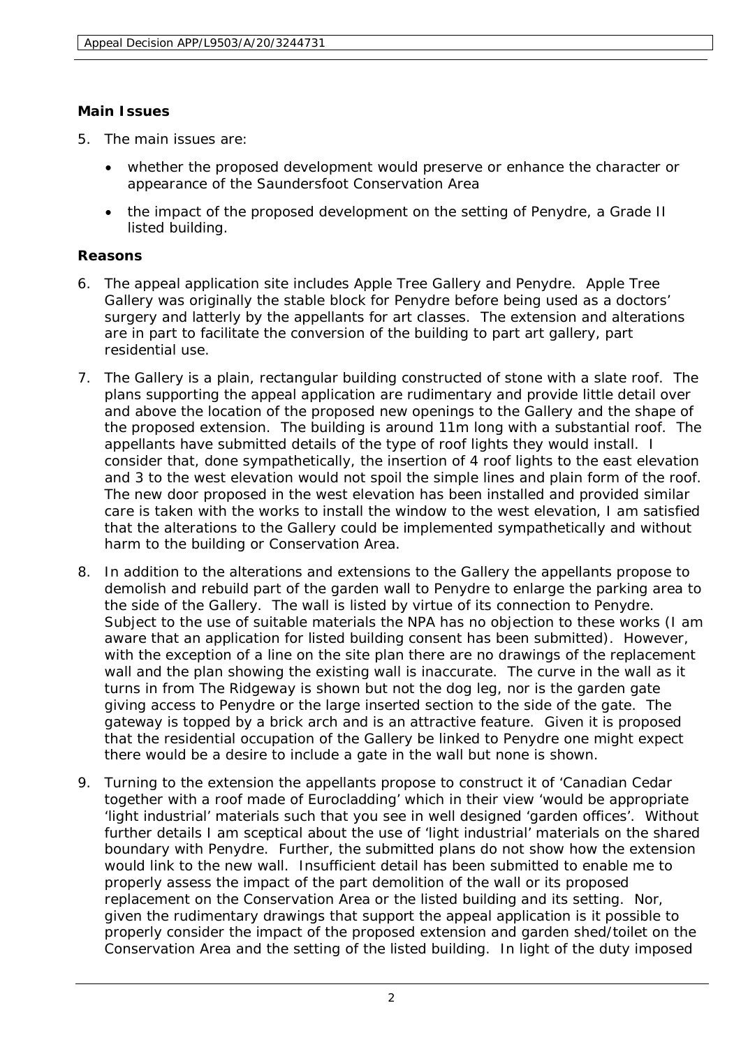## Main Issues

5. The main issues are:

   - whether the proposed development would preserve or enhance the character or appearance of the Saundersfoot Conservation Area
   - the impact of the proposed development on the setting of Penydre, a Grade II listed building.

## Reasons

6. The appeal application site includes Apple Tree Gallery and Penydre. Apple Tree Gallery was originally the stable block for Penydre before being used as a doctors' surgery and latterly by the appellants for art classes. The extension and alterations are in part to facilitate the conversion of the building to part art gallery, part residential use.

7. The Gallery is a plain, rectangular building constructed of stone with a slate roof. The plans supporting the appeal application are rudimentary and provide little detail over and above the location of the proposed new openings to the Gallery and the shape of the proposed extension. The building is around 11m long with a substantial roof. The appellants have submitted details of the type of roof lights they would install. I consider that, done sympathetically, the insertion of 4 roof lights to the east elevation and 3 to the west elevation would not spoil the simple lines and plain form of the roof. The new door proposed in the west elevation has been installed and provided similar care is taken with the works to install the window to the west elevation, I am satisfied that the alterations to the Gallery could be implemented sympathetically and without harm to the building or Conservation Area.

8. In addition to the alterations and extensions to the Gallery the appellants propose to demolish and rebuild part of the garden wall to Penydre to enlarge the parking area to the side of the Gallery. The wall is listed by virtue of its connection to Penydre. Subject to the use of suitable materials the NPA has no objection to these works (I am aware that an application for listed building consent has been submitted). However, with the exception of a line on the site plan there are no drawings of the replacement wall and the plan showing the existing wall is inaccurate. The curve in the wall as it turns in from The Ridgeway is shown but not the dog leg, nor is the garden gate giving access to Penydre or the large inserted section to the side of the gate. The gateway is topped by a brick arch and is an attractive feature. Given it is proposed that the residential occupation of the Gallery be linked to Penydre one might expect there would be a desire to include a gate in the wall but none is shown.

9. Turning to the extension the appellants propose to construct it of 'Canadian Cedar together with a roof made of Eurocladding' which in their view 'would be appropriate 'light industrial' materials such that you see in well designed 'garden offices'. Without further details I am sceptical about the use of 'light industrial' materials on the shared boundary with Penydre. Further, the submitted plans do not show how the extension would link to the new wall. Insufficient detail has been submitted to enable me to properly assess the impact of the part demolition of the wall or its proposed replacement on the Conservation Area or the listed building and its setting. Nor, given the rudimentary drawings that support the appeal application is it possible to properly consider the impact of the proposed extension and garden shed/toilet on the Conservation Area and the setting of the listed building. In light of the duty imposed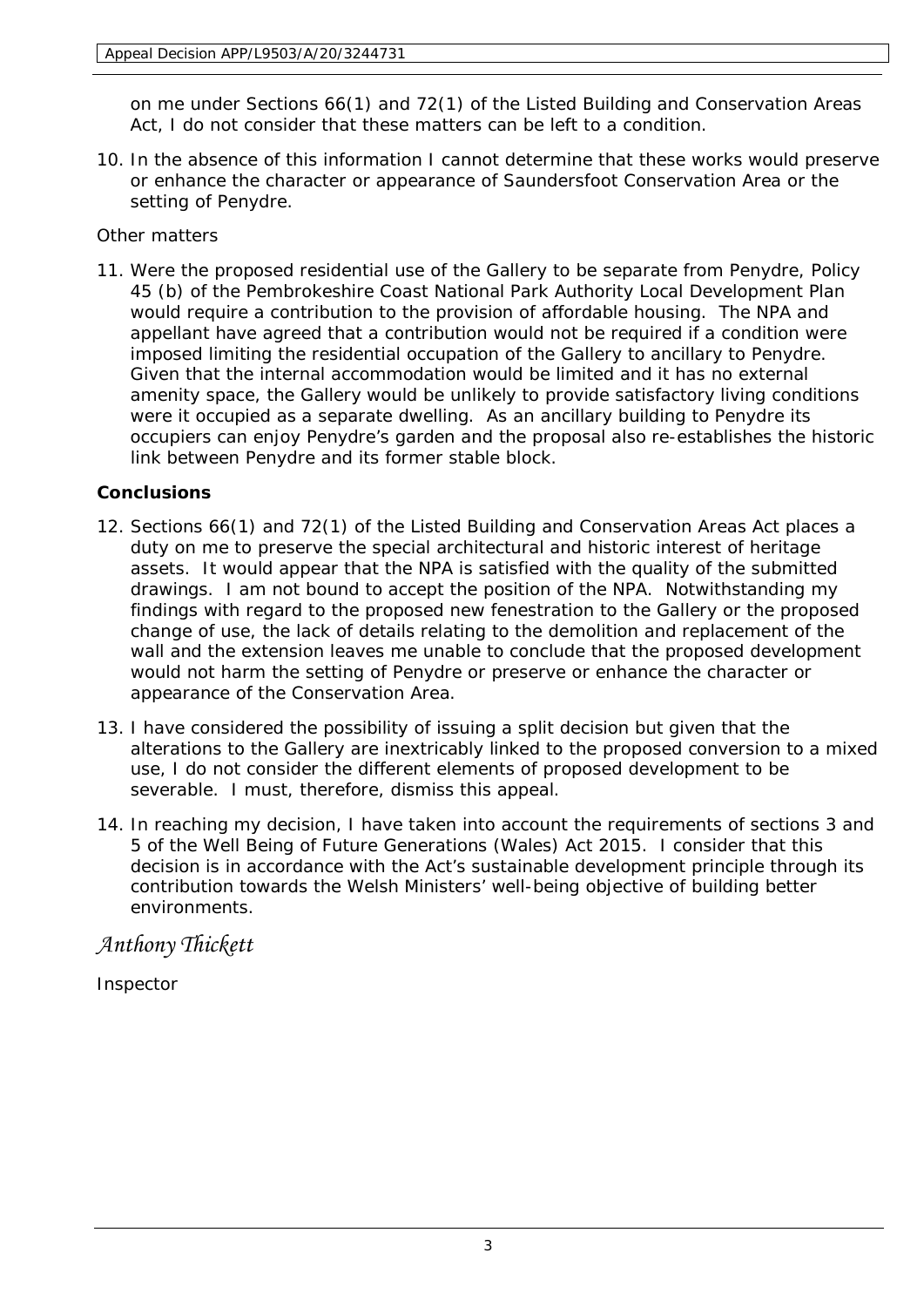on me under Sections 66(1) and 72(1) of the Listed Building and Conservation Areas Act, I do not consider that these matters can be left to a condition.

10. In the absence of this information I cannot determine that these works would preserve or enhance the character or appearance of Saundersfoot Conservation Area or the setting of Penydre.

*Other matters*

11. Were the proposed residential use of the Gallery to be separate from Penydre, Policy 45 (b) of the Pembrokeshire Coast National Park Authority Local Development Plan would require a contribution to the provision of affordable housing. The NPA and appellant have agreed that a contribution would not be required if a condition were imposed limiting the residential occupation of the Gallery to ancillary to Penydre. Given that the internal accommodation would be limited and it has no external amenity space, the Gallery would be unlikely to provide satisfactory living conditions were it occupied as a separate dwelling. As an ancillary building to Penydre its occupiers can enjoy Penydre's garden and the proposal also re-establishes the historic link between Penydre and its former stable block.

**Conclusions**

12. Sections 66(1) and 72(1) of the Listed Building and Conservation Areas Act places a duty on me to preserve the special architectural and historic interest of heritage assets. It would appear that the NPA is satisfied with the quality of the submitted drawings. I am not bound to accept the position of the NPA. Notwithstanding my findings with regard to the proposed new fenestration to the Gallery or the proposed change of use, the lack of details relating to the demolition and replacement of the wall and the extension leaves me unable to conclude that the proposed development would not harm the setting of Penydre or preserve or enhance the character or appearance of the Conservation Area.

13. I have considered the possibility of issuing a split decision but given that the alterations to the Gallery are inextricably linked to the proposed conversion to a mixed use, I do not consider the different elements of proposed development to be severable. I must, therefore, dismiss this appeal.

14. In reaching my decision, I have taken into account the requirements of sections 3 and 5 of the Well Being of Future Generations (Wales) Act 2015. I consider that this decision is in accordance with the Act's sustainable development principle through its contribution towards the Welsh Ministers' well-being objective of building better environments.

*Anthony Thickett*

Inspector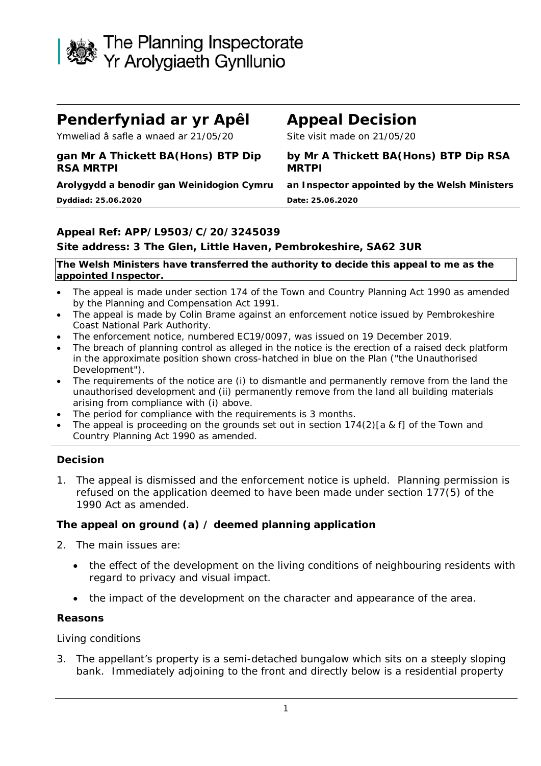# Penderfyniad ar yr Apêl

Ymweliad â safle a wnaed ar 21/05/20

**gan Mr A Thickett BA(Hons) BTP Dip RSA MRTPI**

**Arolygydd a benodir gan Weinidogion Cymru**

**Dyddiad: 25.06.2020**

# Appeal Decision

Site visit made on 21/05/20

**by Mr A Thickett BA(Hons) BTP Dip RSA MRTPI**

**an Inspector appointed by the Welsh Ministers**

**Date: 25.06.2020**

---

**Appeal Ref: APP/L9503/C/20/3245039**

**Site address: 3 The Glen, Little Haven, Pembrokeshire, SA62 3UR**

**The Welsh Ministers have transferred the authority to decide this appeal to me as the appointed Inspector.**

- The appeal is made under section 174 of the Town and Country Planning Act 1990 as amended by the Planning and Compensation Act 1991.
- The appeal is made by Colin Brame against an enforcement notice issued by Pembrokeshire Coast National Park Authority.
- The enforcement notice, numbered EC19/0097, was issued on 19 December 2019.
- The breach of planning control as alleged in the notice is the erection of a raised deck platform in the approximate position shown cross-hatched in blue on the Plan ("the Unauthorised Development").
- The requirements of the notice are (i) to dismantle and permanently remove from the land the unauthorised development and (ii) permanently remove from the land all building materials arising from compliance with (i) above.
- The period for compliance with the requirements is 3 months.
- The appeal is proceeding on the grounds set out in section 174(2)[a & f] of the Town and Country Planning Act 1990 as amended.

---

### Decision

1. The appeal is dismissed and the enforcement notice is upheld. Planning permission is refused on the application deemed to have been made under section 177(5) of the 1990 Act as amended.

### The appeal on ground (a) / deemed planning application

2. The main issues are:

   - the effect of the development on the living conditions of neighbouring residents with regard to privacy and visual impact.
   - the impact of the development on the character and appearance of the area.

### Reasons

*Living conditions*

3. The appellant's property is a semi-detached bungalow which sits on a steeply sloping bank. Immediately adjoining to the front and directly below is a residential property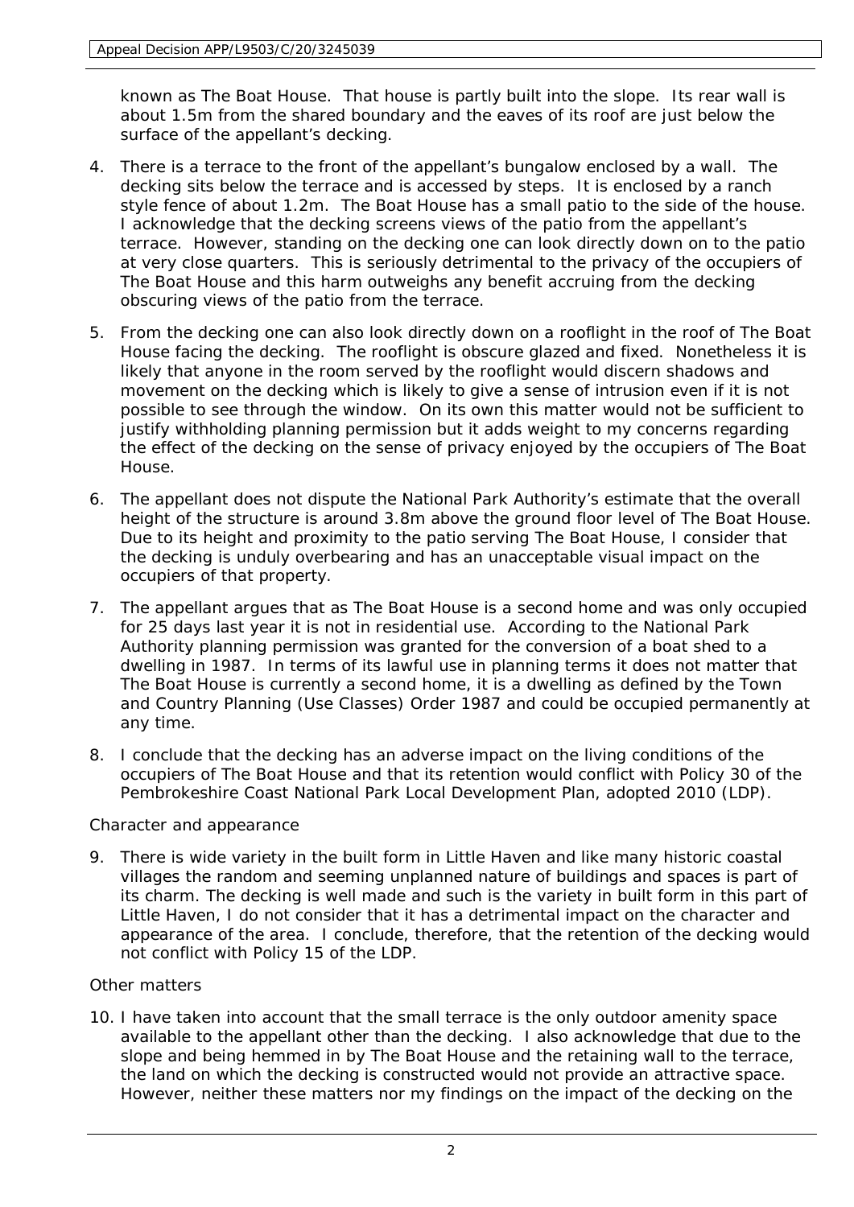known as The Boat House. That house is partly built into the slope. Its rear wall is about 1.5m from the shared boundary and the eaves of its roof are just below the surface of the appellant's decking.

4. There is a terrace to the front of the appellant's bungalow enclosed by a wall. The decking sits below the terrace and is accessed by steps. It is enclosed by a ranch style fence of about 1.2m. The Boat House has a small patio to the side of the house. I acknowledge that the decking screens views of the patio from the appellant's terrace. However, standing on the decking one can look directly down on to the patio at very close quarters. This is seriously detrimental to the privacy of the occupiers of The Boat House and this harm outweighs any benefit accruing from the decking obscuring views of the patio from the terrace.

5. From the decking one can also look directly down on a rooflight in the roof of The Boat House facing the decking. The rooflight is obscure glazed and fixed. Nonetheless it is likely that anyone in the room served by the rooflight would discern shadows and movement on the decking which is likely to give a sense of intrusion even if it is not possible to see through the window. On its own this matter would not be sufficient to justify withholding planning permission but it adds weight to my concerns regarding the effect of the decking on the sense of privacy enjoyed by the occupiers of The Boat House.

6. The appellant does not dispute the National Park Authority's estimate that the overall height of the structure is around 3.8m above the ground floor level of The Boat House. Due to its height and proximity to the patio serving The Boat House, I consider that the decking is unduly overbearing and has an unacceptable visual impact on the occupiers of that property.

7. The appellant argues that as The Boat House is a second home and was only occupied for 25 days last year it is not in residential use. According to the National Park Authority planning permission was granted for the conversion of a boat shed to a dwelling in 1987. In terms of its lawful use in planning terms it does not matter that The Boat House is currently a second home, it is a dwelling as defined by the Town and Country Planning (Use Classes) Order 1987 and could be occupied permanently at any time.

8. I conclude that the decking has an adverse impact on the living conditions of the occupiers of The Boat House and that its retention would conflict with Policy 30 of the Pembrokeshire Coast National Park Local Development Plan, adopted 2010 (LDP).

*Character and appearance*

9. There is wide variety in the built form in Little Haven and like many historic coastal villages the random and seeming unplanned nature of buildings and spaces is part of its charm. The decking is well made and such is the variety in built form in this part of Little Haven, I do not consider that it has a detrimental impact on the character and appearance of the area. I conclude, therefore, that the retention of the decking would not conflict with Policy 15 of the LDP.

*Other matters*

10. I have taken into account that the small terrace is the only outdoor amenity space available to the appellant other than the decking. I also acknowledge that due to the slope and being hemmed in by The Boat House and the retaining wall to the terrace, the land on which the decking is constructed would not provide an attractive space. However, neither these matters nor my findings on the impact of the decking on the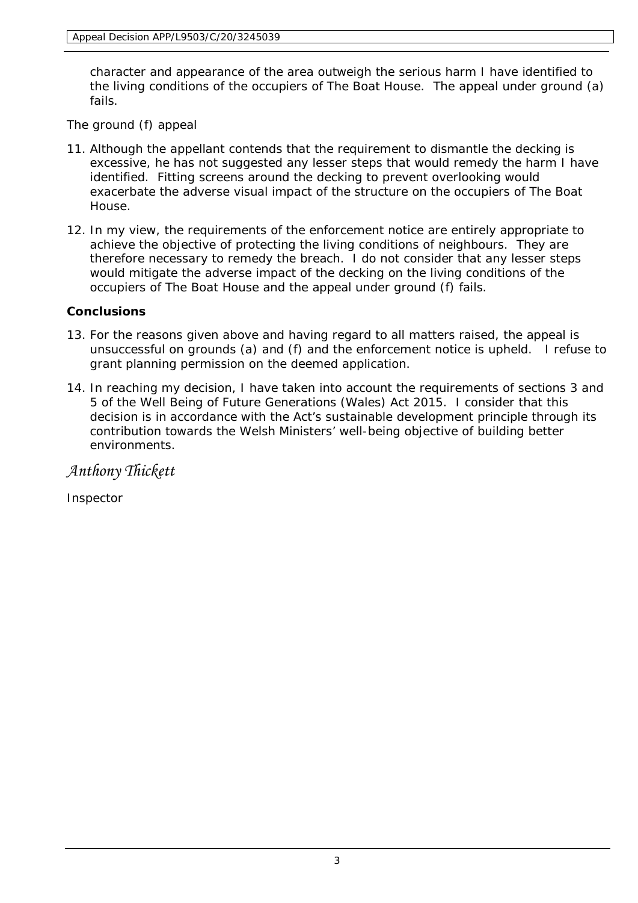character and appearance of the area outweigh the serious harm I have identified to the living conditions of the occupiers of The Boat House. The appeal under ground (a) fails.

The ground (f) appeal

11. Although the appellant contends that the requirement to dismantle the decking is excessive, he has not suggested any lesser steps that would remedy the harm I have identified. Fitting screens around the decking to prevent overlooking would exacerbate the adverse visual impact of the structure on the occupiers of The Boat House.

12. In my view, the requirements of the enforcement notice are entirely appropriate to achieve the objective of protecting the living conditions of neighbours. They are therefore necessary to remedy the breach. I do not consider that any lesser steps would mitigate the adverse impact of the decking on the living conditions of the occupiers of The Boat House and the appeal under ground (f) fails.

**Conclusions**

13. For the reasons given above and having regard to all matters raised, the appeal is unsuccessful on grounds (a) and (f) and the enforcement notice is upheld. I refuse to grant planning permission on the deemed application.

14. In reaching my decision, I have taken into account the requirements of sections 3 and 5 of the Well Being of Future Generations (Wales) Act 2015. I consider that this decision is in accordance with the Act's sustainable development principle through its contribution towards the Welsh Ministers' well-being objective of building better environments.

*Anthony Thickett*

Inspector